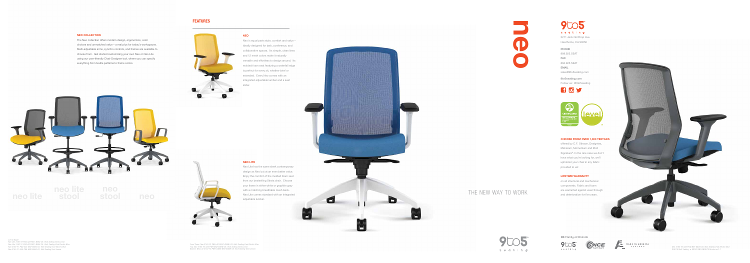## NEO COLLECTION

The Neo collection offers modern design, ergonomics, color choices and unmatched value – a real plus for today's workspaces. Multi-adjustable arms, synchro controls, and frames are available to choose from. Get started customizing your own Neo or Neo Lite using our user-friendly Chair Designer tool, where you can specify everything from textile patterns to frame colors.

neo lite   neo lite stool   neo stool   neo

Left to Right:
Neo Lite 3110 Y2 P60 A21 M57 B8AG C6 -Red Seating Vivid Lemon
Neo Lite 3140 Y2 P60 A21 M57 B8AG C6 -Red Seating Vivid Pacific Blue
Neo 3160 Y1 P60 A21 M57 B8AG C6 -Red Seating Vivid Electric Blue
Neo 3760 Y1 A60 P60 M43 B8AG C6 -Red Seating Vivid Lemon

## FEATURES

### NEO

Neo is equal parts style, comfort and value – ideally designed for task, conference, and collaborative spaces. Its simple, clean lines and 12 mesh colors make it naturally versatile and effortless to design around. Its molded foam seat featuring a waterfall edge is perfect for every sit, whether brief or extended. Every Neo comes with an integrated adjustable lumbar and a seat slider.

### NEO LITE

Neo Lite has the same sleek contemporary design as Neo but at an even better value. Enjoy the comfort of the molded foam seat from our bestselling Strata chair. Choose your frame in either white or graphite gray with a matching breathable mesh back. Neo Lite comes standard with an integrated adjustable lumbar.

Front Cover: Neo 3160 Y1 P60 A21 M57 B8AG C6 -Red Seating Vivid Electric Blue
Top: Neo 3160 Y1 A11 P60 M43 B8AG C6 -Red Seating Vivid Lemon
Bottom: Neo Lite 3110 Y2 P60 A21 M55 B8AG C6 -Red Seating Vivid Lemon

neo

THE NEW WAY TO WORK

9to5 seating

3211 Jack Northrop Ave.
Hawthorne, CA 90250

**PHONE**
866.925.SEAT

**FAX**
866.925.SEAT

**EMAIL**
sales@9to5seating.com

**9to5seating.com**
Follow us: @9to5seating

### CHOOSE FROM OVER 1,000 TEXTILES

offered by C.F. Stinson, Designtex, Maharam, Momentum and 9to5 Signature®. In the rare case we don't have what you're looking for, we'll upholster your chair in any fabric provided to us!

### LIFETIME WARRANTY

on all structural and mechanical components. Fabric and foam are warranted against wear through and deterioration for five years.

Family of Brands

9to5 seating   ONCE furniture   MADE IN AMERICA SEATING

Neo 3160 Y1 A20 P60 A21 M43 B8 C6 -Red Seating Vivid Electric Blue
©2019 9to5 Seating • 09532 REV 08/2019 Printed in U.S.A.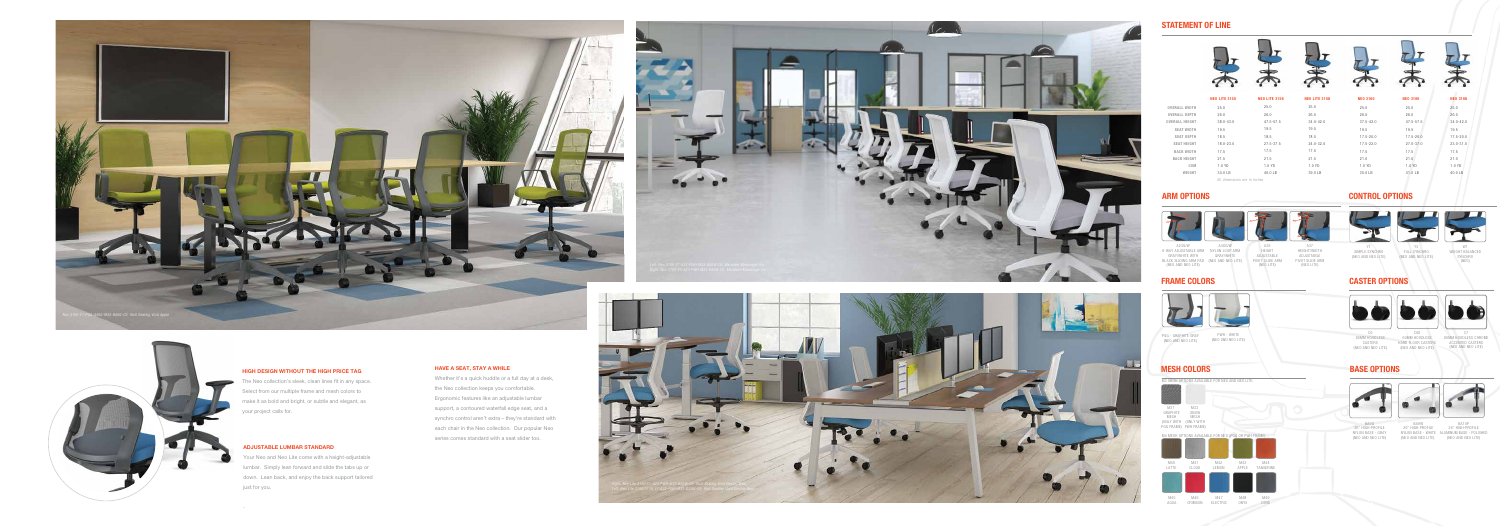### HIGH DESIGN WITHOUT THE HIGH PRICE TAG

The Neo collection's sleek, clean lines fit in any space. Select from our multiple frame and mesh colors to make it as bold and bright, or subtle and elegant, as your project calls for.

### ADJUSTABLE LUMBAR STANDARD

Your Neo and Neo Lite come with a height-adjustable lumbar. Simply lean forward and slide the tabs up or down. Lean back, and enjoy the back support tailored just for you.

### HAVE A SEAT, STAY A WHILE

Whether it's a quick huddle or a full day at a desk, the Neo collection keeps you comfortable. Ergonomic features like an adjustable lumbar support, a contoured waterfall edge seat, and a synchro control aren't extras – they're standard with each chair in the Neo collection. Our popular Neo series comes standard with a seat slider too.

## STATEMENT OF LINE

| | NEO LITE 3100 | NEO LITE 3140 | NEO LITE 3160 | NEO 2100 | NEO 3100 | NEO 3160 |
|---|---|---|---|---|---|---|
| OVERALL WIDTH | 26.0 | 26.0 | 26.0 | 26.0 | 26.0 | 26.0 |
| OVERALL DEPTH | 26.0 | 26.0 | 26.0 | 26.0 | 26.0 | 26.0 |
| OVERALL HEIGHT | 38.0-43.0 | 47.0-47.5 | 44.0-50.0 | 37.5-42.0 | 37.5-47.5 | 44.0-52.0 |
| SEAT WIDTH | 19.5 | 19.5 | 19.5 | 19.5 | 19.5 | 19.5 |
| SEAT DEPTH | 18.5 | 18.5 | 18.5 | 17.5-20.0 | 17.5-20.0 | 17.5-20.0 |
| SEAT HEIGHT | 18.0-23.0 | 27.5-37.5 | 24.0-32.5 | 17.5-22.0 | 27.5-37.0 | 23.0-31.0 |
| BACK WIDTH | 17.5 | 17.5 | 17.5 | 17.5 | 17.5 | 17.5 |
| BACK HEIGHT | 21.5 | 21.5 | 21.5 | 21.0 | 21.0 | 21.0 |
| COM | 1.5 YD | 1.5 YD | 1.5 YD | 1.5 YD | 1.5 YD | 1.5 YD |
| WEIGHT | 39.0 LB | 40.0 LB | 35.0 LB | 39.0 LB | 41.0 LB | 40.0 LB |

All dimensions are in inches

## ARM OPTIONS

- A2/A2W — 2-WAY ADJUSTABLE ARM (GRAY/WHITE) WITH BLACK SLIDING ARM PAD (NEO AND NEO LITE)
- A4/A4W — 4-WAY ADJUSTABLE ARM (GRAY/WHITE) (NEO AND NEO LITE)
- A2T — HEIGHT ADJUSTABLE PIVOT SLIDE ARM (NEO LITE)
- A2T — WIDTH/HEIGHT ADJUSTABLE PIVOT SLIDE ARM (NEO LITE)

## CONTROL OPTIONS

- ST — SIMPLE SYNCHRO (NEO AND NEO LITE)
- T — FULL SYNCHRO (NEO AND NEO LITE)
- WT — WEIGHT BALANCED SYNCHRO (NEO)

## FRAME COLORS

- FGG - GRAPHITE GRAY (NEO AND NEO LITE)
- FWH - WHITE (NEO AND NEO LITE)

## CASTER OPTIONS

- C1 — STANDARD CASTERS (NEO AND NEO LITE)
- C3 — HARD CASTERS FOR SOFT FLOOR (NEO AND NEO LITE)
- C7 — SOFT CASTERS FOR HARD FLOORS (NEO AND NEO LITE)

## MESH COLORS

ALL MESH OPTIONS AVAILABLE FOR NEO AND NEO LITE

- M41 GRAPHITE MESH (ONLY WITH FGG FRAMES)
- M42 WHITE MESH (ONLY WITH FWH FRAMES)

ALL MESH OPTIONS AVAILABLE FOR NEO (FGG OR FWH FRAMES)

- M34 LATTE
- M31 CLOUD
- M32 LEMON
- M33 APPLE
- M35 TANGERINE
- M43 AQUA
- M46 CRIMSON
- M47 ELECTRIC
- M49 INKY
- M40 DOVE

## BASE OPTIONS

- B46P — 26" HIGH PROFILE NYLON BASE – GRAY (NEO AND NEO LITE)
- B46WI — 26" HIGH PROFILE NYLON BASE – WHITE (NEO AND NEO LITE)
- B47 IP — 26" HIGH PROFILE ALUMINUM BASE – POLISHED (NEO AND NEO LITE)